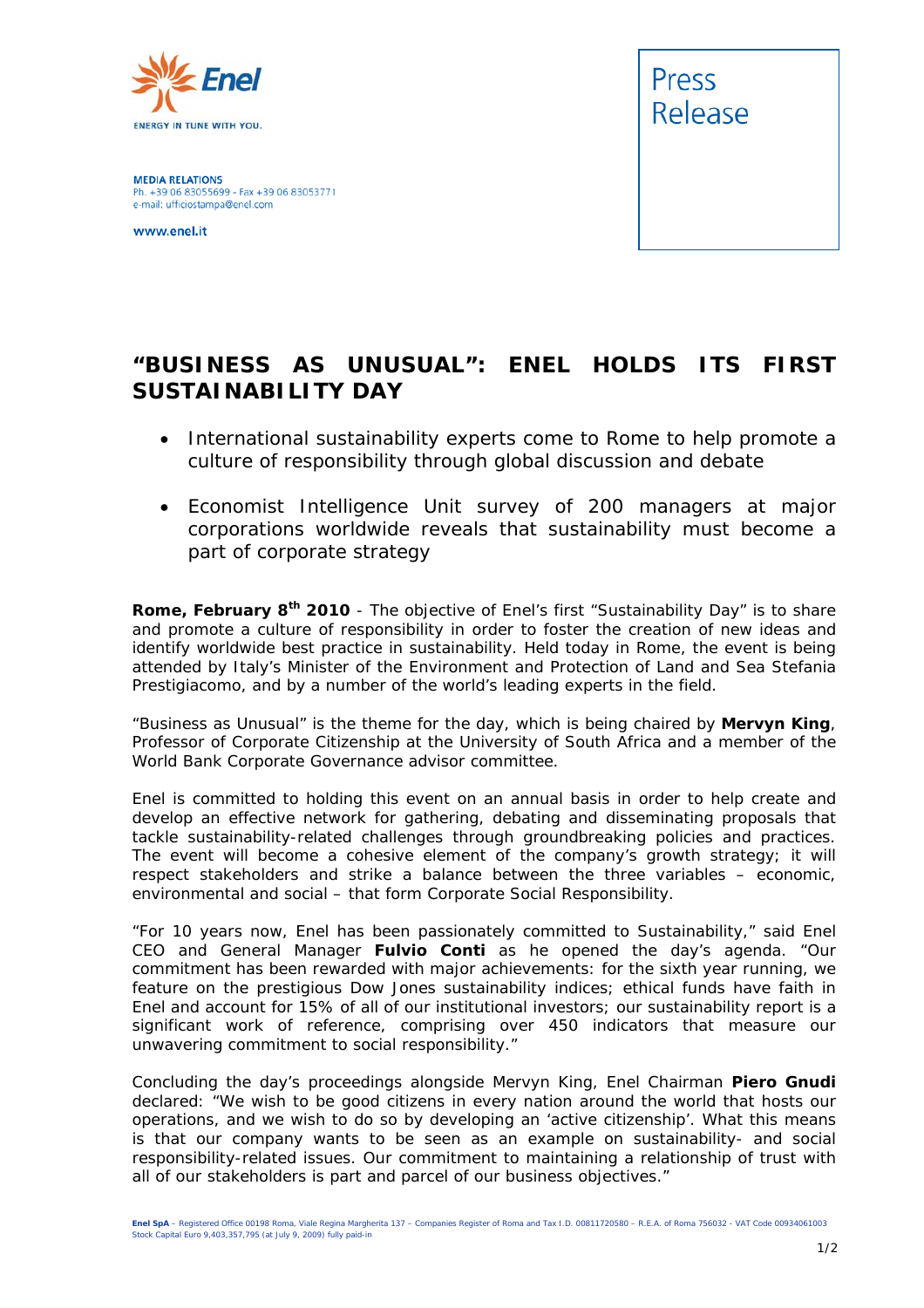Enel

ENERGY IN TUNE WITH YOU.

**MEDIA RELATIONS**
Ph. +39 06 83055699 - Fax +39 06 83053771
e-mail: ufficiostampa@enel.com

www.enel.it

Press Release

# "BUSINESS AS UNUSUAL": ENEL HOLDS ITS FIRST SUSTAINABILITY DAY

- International sustainability experts come to Rome to help promote a culture of responsibility through global discussion and debate
- Economist Intelligence Unit survey of 200 managers at major corporations worldwide reveals that sustainability must become a part of corporate strategy

**Rome, February 8th 2010** - The objective of Enel's first "Sustainability Day" is to share and promote a culture of responsibility in order to foster the creation of new ideas and identify worldwide best practice in sustainability. Held today in Rome, the event is being attended by Italy's Minister of the Environment and Protection of Land and Sea Stefania Prestigiacomo, and by a number of the world's leading experts in the field.

"Business as Unusual" is the theme for the day, which is being chaired by **Mervyn King**, Professor of Corporate Citizenship at the University of South Africa and a member of the World Bank Corporate Governance advisor committee.

Enel is committed to holding this event on an annual basis in order to help create and develop an effective network for gathering, debating and disseminating proposals that tackle sustainability-related challenges through groundbreaking policies and practices. The event will become a cohesive element of the company's growth strategy; it will respect stakeholders and strike a balance between the three variables – economic, environmental and social – that form Corporate Social Responsibility.

"For 10 years now, Enel has been passionately committed to Sustainability," said Enel CEO and General Manager **Fulvio Conti** as he opened the day's agenda. "Our commitment has been rewarded with major achievements: for the sixth year running, we feature on the prestigious Dow Jones sustainability indices; ethical funds have faith in Enel and account for 15% of all of our institutional investors; our sustainability report is a significant work of reference, comprising over 450 indicators that measure our unwavering commitment to social responsibility."

Concluding the day's proceedings alongside Mervyn King, Enel Chairman **Piero Gnudi** declared: "We wish to be good citizens in every nation around the world that hosts our operations, and we wish to do so by developing an 'active citizenship'. What this means is that our company wants to be seen as an example on sustainability- and social responsibility-related issues. Our commitment to maintaining a relationship of trust with all of our stakeholders is part and parcel of our business objectives."

**Enel SpA** – Registered Office 00198 Roma, Viale Regina Margherita 137 – Companies Register of Roma and Tax I.D. 00811720580 – R.E.A. of Roma 756032 - VAT Code 00934061003
Stock Capital Euro 9,403,357,795 (at July 9, 2009) fully paid-in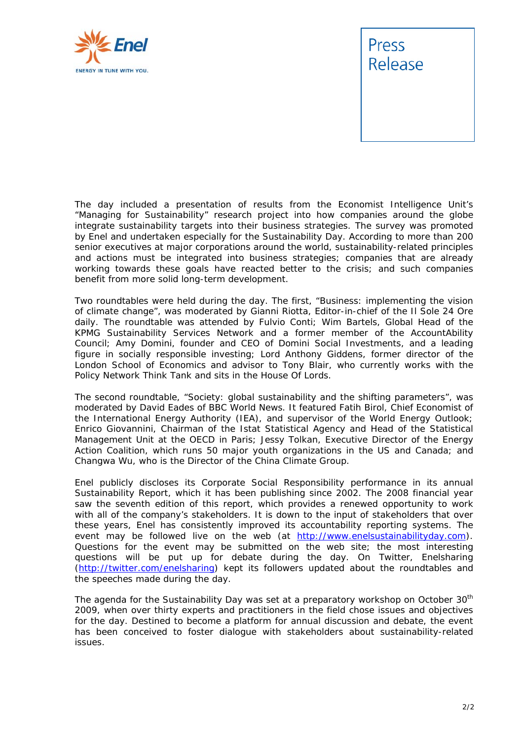The day included a presentation of results from the Economist Intelligence Unit's "Managing for Sustainability" research project into how companies around the globe integrate sustainability targets into their business strategies. The survey was promoted by Enel and undertaken especially for the Sustainability Day. According to more than 200 senior executives at major corporations around the world, sustainability-related principles and actions must be integrated into business strategies; companies that are already working towards these goals have reacted better to the crisis; and such companies benefit from more solid long-term development.

Two roundtables were held during the day. The first, "Business: implementing the vision of climate change", was moderated by Gianni Riotta, Editor-in-chief of the Il Sole 24 Ore daily. The roundtable was attended by Fulvio Conti; Wim Bartels, Global Head of the KPMG Sustainability Services Network and a former member of the AccountAbility Council; Amy Domini, founder and CEO of Domini Social Investments, and a leading figure in socially responsible investing; Lord Anthony Giddens, former director of the London School of Economics and advisor to Tony Blair, who currently works with the Policy Network Think Tank and sits in the House Of Lords.

The second roundtable, "Society: global sustainability and the shifting parameters", was moderated by David Eades of BBC World News. It featured Fatih Birol, Chief Economist of the International Energy Authority (IEA), and supervisor of the World Energy Outlook; Enrico Giovannini, Chairman of the Istat Statistical Agency and Head of the Statistical Management Unit at the OECD in Paris; Jessy Tolkan, Executive Director of the Energy Action Coalition, which runs 50 major youth organizations in the US and Canada; and Changwa Wu, who is the Director of the China Climate Group.

Enel publicly discloses its Corporate Social Responsibility performance in its annual Sustainability Report, which it has been publishing since 2002. The 2008 financial year saw the seventh edition of this report, which provides a renewed opportunity to work with all of the company's stakeholders. It is down to the input of stakeholders that over these years, Enel has consistently improved its accountability reporting systems. The event may be followed live on the web (at http://www.enelsustainabilityday.com). Questions for the event may be submitted on the web site; the most interesting questions will be put up for debate during the day. On Twitter, Enelsharing (http://twitter.com/enelsharing) kept its followers updated about the roundtables and the speeches made during the day.

The agenda for the Sustainability Day was set at a preparatory workshop on October 30th 2009, when over thirty experts and practitioners in the field chose issues and objectives for the day. Destined to become a platform for annual discussion and debate, the event has been conceived to foster dialogue with stakeholders about sustainability-related issues.